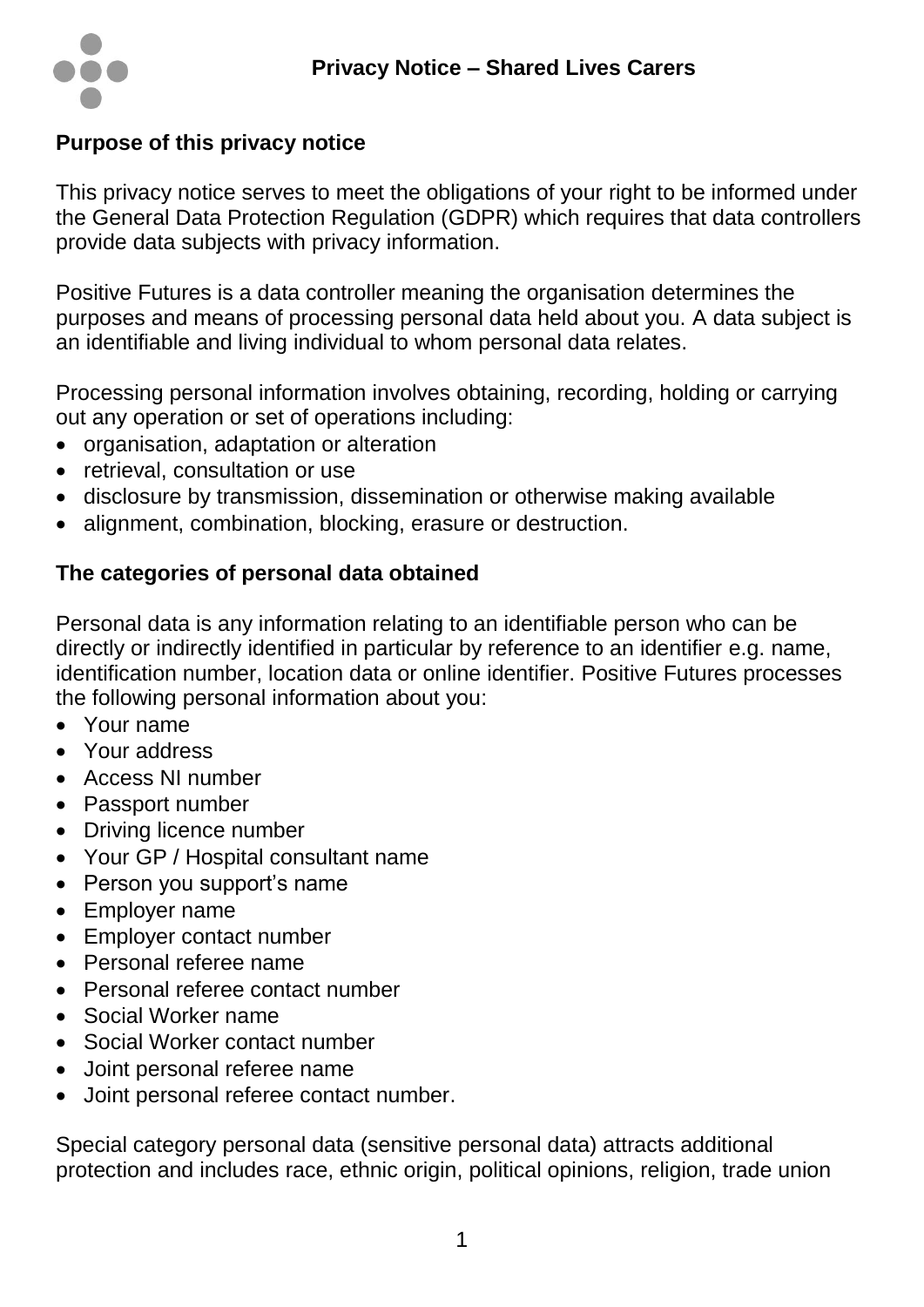# Privacy Notice – Shared Lives Carers

## Purpose of this privacy notice

This privacy notice serves to meet the obligations of your right to be informed under the General Data Protection Regulation (GDPR) which requires that data controllers provide data subjects with privacy information.

Positive Futures is a data controller meaning the organisation determines the purposes and means of processing personal data held about you. A data subject is an identifiable and living individual to whom personal data relates.

Processing personal information involves obtaining, recording, holding or carrying out any operation or set of operations including:

- organisation, adaptation or alteration
- retrieval, consultation or use
- disclosure by transmission, dissemination or otherwise making available
- alignment, combination, blocking, erasure or destruction.

## The categories of personal data obtained

Personal data is any information relating to an identifiable person who can be directly or indirectly identified in particular by reference to an identifier e.g. name, identification number, location data or online identifier. Positive Futures processes the following personal information about you:

- Your name
- Your address
- Access NI number
- Passport number
- Driving licence number
- Your GP / Hospital consultant name
- Person you support's name
- Employer name
- Employer contact number
- Personal referee name
- Personal referee contact number
- Social Worker name
- Social Worker contact number
- Joint personal referee name
- Joint personal referee contact number.

Special category personal data (sensitive personal data) attracts additional protection and includes race, ethnic origin, political opinions, religion, trade union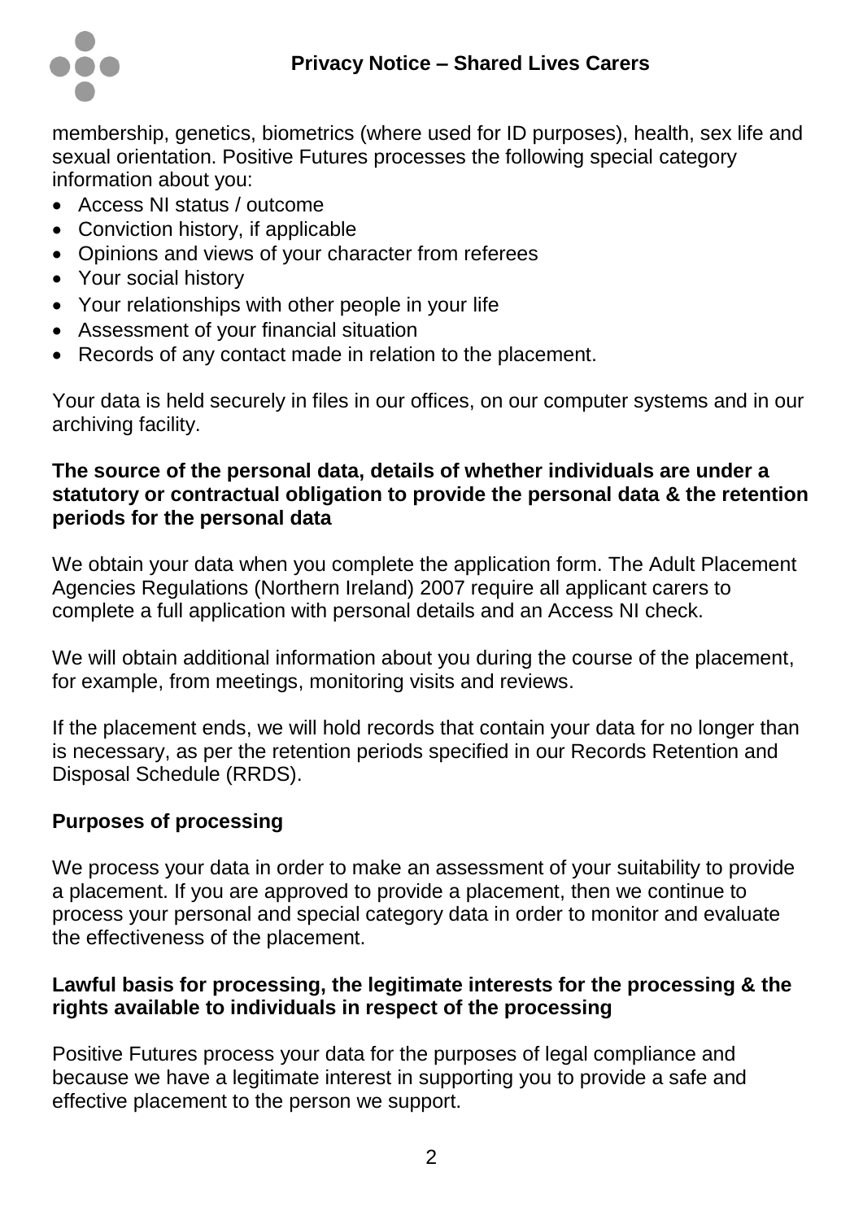membership, genetics, biometrics (where used for ID purposes), health, sex life and sexual orientation. Positive Futures processes the following special category information about you:

- Access NI status / outcome
- Conviction history, if applicable
- Opinions and views of your character from referees
- Your social history
- Your relationships with other people in your life
- Assessment of your financial situation
- Records of any contact made in relation to the placement.

Your data is held securely in files in our offices, on our computer systems and in our archiving facility.

**The source of the personal data, details of whether individuals are under a statutory or contractual obligation to provide the personal data & the retention periods for the personal data**

We obtain your data when you complete the application form. The Adult Placement Agencies Regulations (Northern Ireland) 2007 require all applicant carers to complete a full application with personal details and an Access NI check.

We will obtain additional information about you during the course of the placement, for example, from meetings, monitoring visits and reviews.

If the placement ends, we will hold records that contain your data for no longer than is necessary, as per the retention periods specified in our Records Retention and Disposal Schedule (RRDS).

**Purposes of processing**

We process your data in order to make an assessment of your suitability to provide a placement. If you are approved to provide a placement, then we continue to process your personal and special category data in order to monitor and evaluate the effectiveness of the placement.

**Lawful basis for processing, the legitimate interests for the processing & the rights available to individuals in respect of the processing**

Positive Futures process your data for the purposes of legal compliance and because we have a legitimate interest in supporting you to provide a safe and effective placement to the person we support.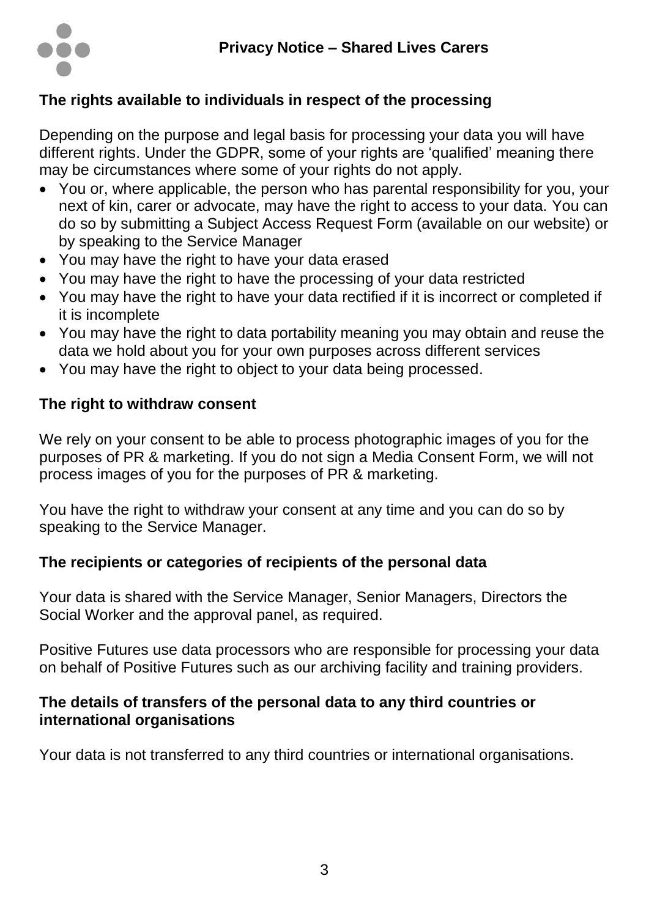## The rights available to individuals in respect of the processing

Depending on the purpose and legal basis for processing your data you will have different rights. Under the GDPR, some of your rights are 'qualified' meaning there may be circumstances where some of your rights do not apply.

- You or, where applicable, the person who has parental responsibility for you, your next of kin, carer or advocate, may have the right to access to your data. You can do so by submitting a Subject Access Request Form (available on our website) or by speaking to the Service Manager
- You may have the right to have your data erased
- You may have the right to have the processing of your data restricted
- You may have the right to have your data rectified if it is incorrect or completed if it is incomplete
- You may have the right to data portability meaning you may obtain and reuse the data we hold about you for your own purposes across different services
- You may have the right to object to your data being processed.

## The right to withdraw consent

We rely on your consent to be able to process photographic images of you for the purposes of PR & marketing. If you do not sign a Media Consent Form, we will not process images of you for the purposes of PR & marketing.

You have the right to withdraw your consent at any time and you can do so by speaking to the Service Manager.

## The recipients or categories of recipients of the personal data

Your data is shared with the Service Manager, Senior Managers, Directors the Social Worker and the approval panel, as required.

Positive Futures use data processors who are responsible for processing your data on behalf of Positive Futures such as our archiving facility and training providers.

## The details of transfers of the personal data to any third countries or international organisations

Your data is not transferred to any third countries or international organisations.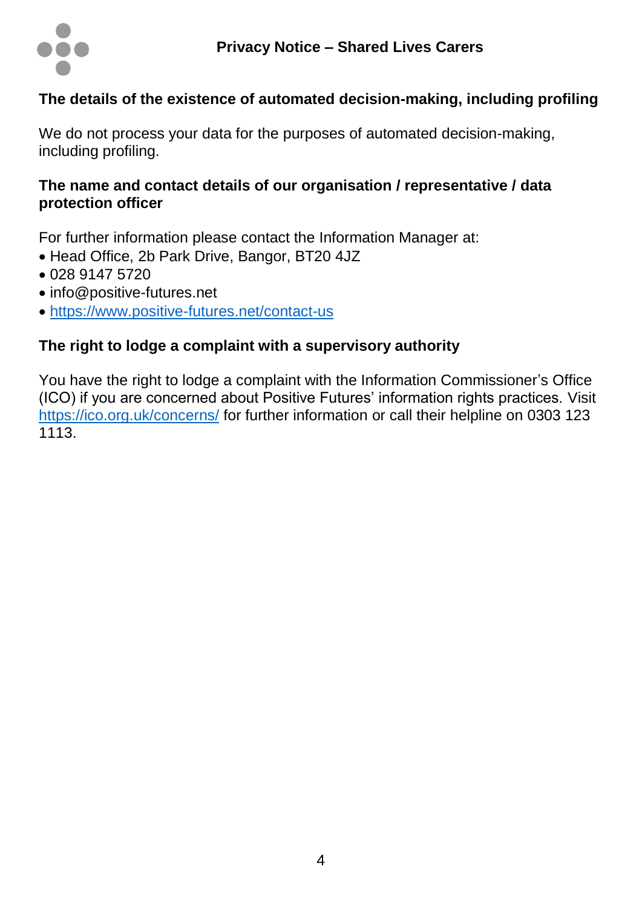### The details of the existence of automated decision-making, including profiling

We do not process your data for the purposes of automated decision-making, including profiling.

### The name and contact details of our organisation / representative / data protection officer

For further information please contact the Information Manager at:

- Head Office, 2b Park Drive, Bangor, BT20 4JZ
- 028 9147 5720
- info@positive-futures.net
- [https://www.positive-futures.net/contact-us](https://www.positive-futures.net/contact-us)

### The right to lodge a complaint with a supervisory authority

You have the right to lodge a complaint with the Information Commissioner's Office (ICO) if you are concerned about Positive Futures' information rights practices. Visit [https://ico.org.uk/concerns/](https://ico.org.uk/concerns/) for further information or call their helpline on 0303 123 1113.